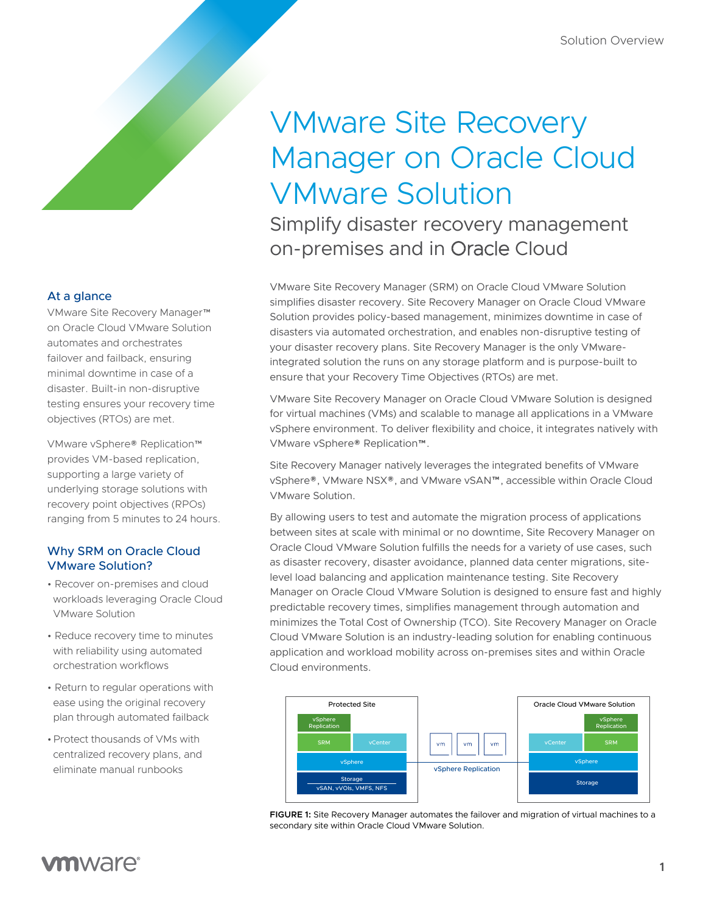Solution Overview

# VMware Site Recovery Manager on Oracle Cloud VMware Solution

## Simplify disaster recovery management on-premises and in Oracle Cloud

### At a glance

VMware Site Recovery Manager™ on Oracle Cloud VMware Solution automates and orchestrates failover and failback, ensuring minimal downtime in case of a disaster. Built-in non-disruptive testing ensures your recovery time objectives (RTOs) are met.

VMware vSphere® Replication™ provides VM-based replication, supporting a large variety of underlying storage solutions with recovery point objectives (RPOs) ranging from 5 minutes to 24 hours.

### Why SRM on Oracle Cloud VMware Solution?

- Recover on-premises and cloud workloads leveraging Oracle Cloud VMware Solution
- Reduce recovery time to minutes with reliability using automated orchestration workflows
- Return to regular operations with ease using the original recovery plan through automated failback
- Protect thousands of VMs with centralized recovery plans, and eliminate manual runbooks

VMware Site Recovery Manager (SRM) on Oracle Cloud VMware Solution simplifies disaster recovery. Site Recovery Manager on Oracle Cloud VMware Solution provides policy-based management, minimizes downtime in case of disasters via automated orchestration, and enables non-disruptive testing of your disaster recovery plans. Site Recovery Manager is the only VMware-integrated solution the runs on any storage platform and is purpose-built to ensure that your Recovery Time Objectives (RTOs) are met.

VMware Site Recovery Manager on Oracle Cloud VMware Solution is designed for virtual machines (VMs) and scalable to manage all applications in a VMware vSphere environment. To deliver flexibility and choice, it integrates natively with VMware vSphere® Replication™.

Site Recovery Manager natively leverages the integrated benefits of VMware vSphere®, VMware NSX®, and VMware vSAN™, accessible within Oracle Cloud VMware Solution.

By allowing users to test and automate the migration process of applications between sites at scale with minimal or no downtime, Site Recovery Manager on Oracle Cloud VMware Solution fulfills the needs for a variety of use cases, such as disaster recovery, disaster avoidance, planned data center migrations, site-level load balancing and application maintenance testing. Site Recovery Manager on Oracle Cloud VMware Solution is designed to ensure fast and highly predictable recovery times, simplifies management through automation and minimizes the Total Cost of Ownership (TCO). Site Recovery Manager on Oracle Cloud VMware Solution is an industry-leading solution for enabling continuous application and workload mobility across on-premises sites and within Oracle Cloud environments.

Protected Site: vSphere Replication, SRM, vCenter, vSphere, Storage (vSAN, vVOls, VMFS, NFS)

vm vm vm — vSphere Replication

Oracle Cloud VMware Solution: vSphere Replication, vCenter, SRM, vSphere, Storage

**FIGURE 1:** Site Recovery Manager automates the failover and migration of virtual machines to a secondary site within Oracle Cloud VMware Solution.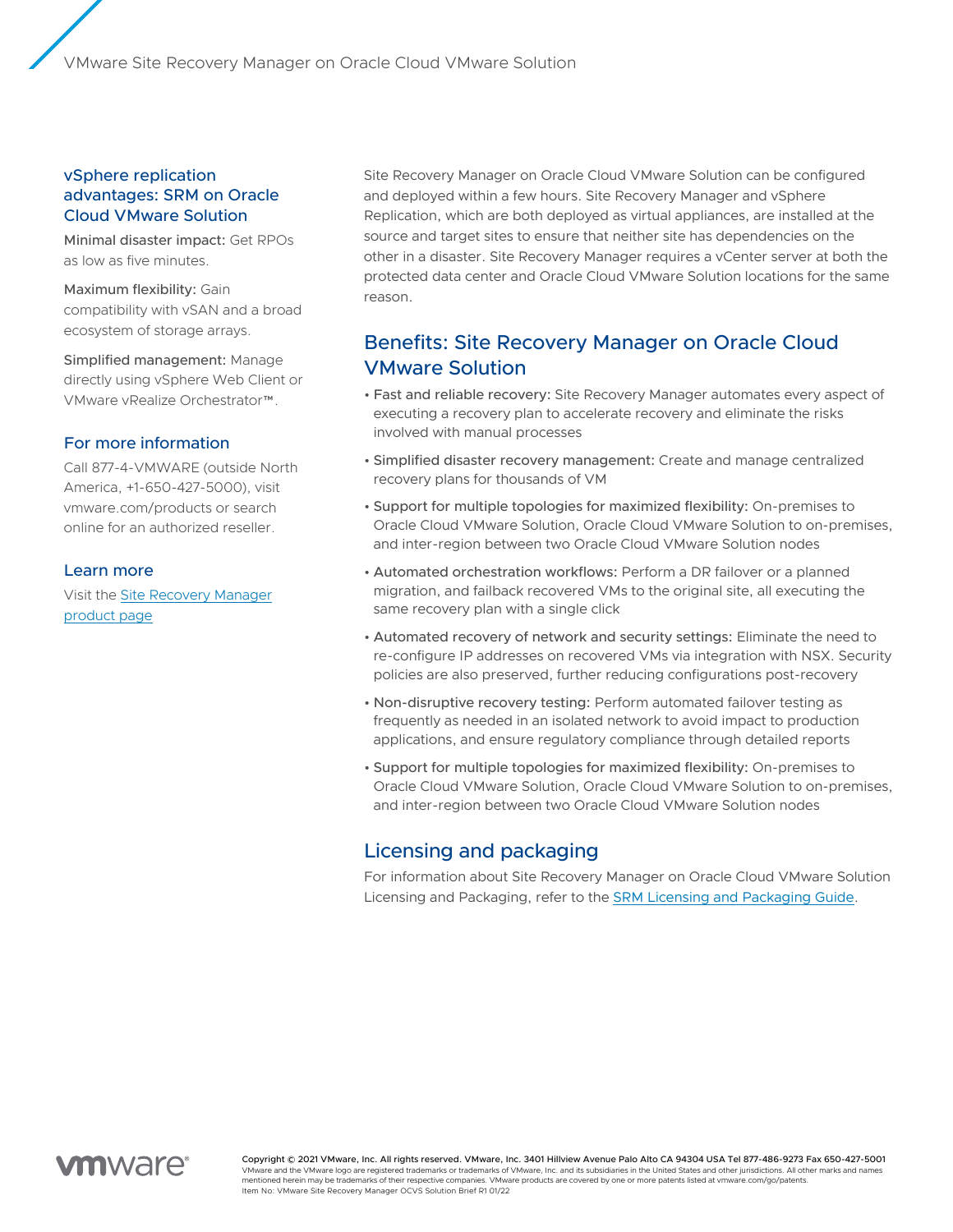## vSphere replication advantages: SRM on Oracle Cloud VMware Solution

**Minimal disaster impact:** Get RPOs as low as five minutes.

**Maximum flexibility:** Gain compatibility with vSAN and a broad ecosystem of storage arrays.

**Simplified management:** Manage directly using vSphere Web Client or VMware vRealize Orchestrator™.

## For more information

Call 877-4-VMWARE (outside North America, +1-650-427-5000), visit vmware.com/products or search online for an authorized reseller.

## Learn more

Visit the [Site Recovery Manager product page]()

Site Recovery Manager on Oracle Cloud VMware Solution can be configured and deployed within a few hours. Site Recovery Manager and vSphere Replication, which are both deployed as virtual appliances, are installed at the source and target sites to ensure that neither site has dependencies on the other in a disaster. Site Recovery Manager requires a vCenter server at both the protected data center and Oracle Cloud VMware Solution locations for the same reason.

## Benefits: Site Recovery Manager on Oracle Cloud VMware Solution

- **Fast and reliable recovery:** Site Recovery Manager automates every aspect of executing a recovery plan to accelerate recovery and eliminate the risks involved with manual processes
- **Simplified disaster recovery management:** Create and manage centralized recovery plans for thousands of VM
- **Support for multiple topologies for maximized flexibility:** On-premises to Oracle Cloud VMware Solution, Oracle Cloud VMware Solution to on-premises, and inter-region between two Oracle Cloud VMware Solution nodes
- **Automated orchestration workflows:** Perform a DR failover or a planned migration, and failback recovered VMs to the original site, all executing the same recovery plan with a single click
- **Automated recovery of network and security settings:** Eliminate the need to re-configure IP addresses on recovered VMs via integration with NSX. Security policies are also preserved, further reducing configurations post-recovery
- **Non-disruptive recovery testing:** Perform automated failover testing as frequently as needed in an isolated network to avoid impact to production applications, and ensure regulatory compliance through detailed reports
- **Support for multiple topologies for maximized flexibility:** On-premises to Oracle Cloud VMware Solution, Oracle Cloud VMware Solution to on-premises, and inter-region between two Oracle Cloud VMware Solution nodes

## Licensing and packaging

For information about Site Recovery Manager on Oracle Cloud VMware Solution Licensing and Packaging, refer to the [SRM Licensing and Packaging Guide]().

**Copyright © 2021 VMware, Inc. All rights reserved. VMware, Inc. 3401 Hillview Avenue Palo Alto CA 94304 USA Tel 877-486-9273 Fax 650-427-5001**
VMware and the VMware logo are registered trademarks or trademarks of VMware, Inc. and its subsidiaries in the United States and other jurisdictions. All other marks and names mentioned herein may be trademarks of their respective companies. VMware products are covered by one or more patents listed at vmware.com/go/patents.
Item No: VMware Site Recovery Manager OCVS Solution Brief R1 01/22